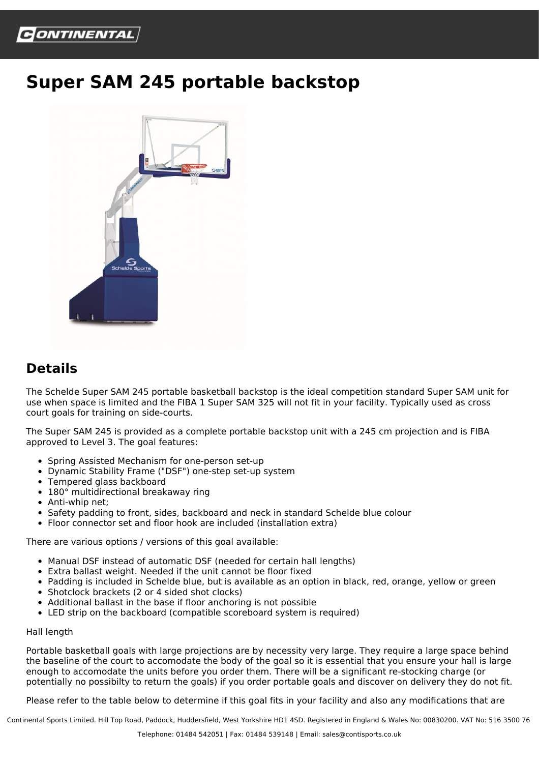# Super SAM 245 portable backstop

## Details

The Schelde Super SAM 245 portable basketball backstop is the ideal competition standard Super SAM unit for use when space is limited and the FIBA 1 Super SAM 325 will not fit in your facility. Typically used as cross court goals for training on side-courts.

The Super SAM 245 is provided as a complete portable backstop unit with a 245 cm projection and is FIBA approved to Level 3. The goal features:

- Spring Assisted Mechanism for one-person set-up
- Dynamic Stability Frame ("DSF") one-step set-up system
- Tempered glass backboard
- 180° multidirectional breakaway ring
- Anti-whip net;
- Safety padding to front, sides, backboard and neck in standard Schelde blue colour
- Floor connector set and floor hook are included (installation extra)

There are various options / versions of this goal available:

- Manual DSF instead of automatic DSF (needed for certain hall lengths)
- Extra ballast weight. Needed if the unit cannot be floor fixed
- Padding is included in Schelde blue, but is available as an option in black, red, orange, yellow or green
- Shotclock brackets (2 or 4 sided shot clocks)
- Additional ballast in the base if floor anchoring is not possible
- LED strip on the backboard (compatible scoreboard system is required)

Hall length

Portable basketball goals with large projections are by necessity very large. They require a large space behind the baseline of the court to accomodate the body of the goal so it is essential that you ensure your hall is large enough to accomodate the units before you order them. There will be a significant re-stocking charge (or potentially no possibilty to return the goals) if you order portable goals and discover on delivery they do not fit.

Please refer to the table below to determine if this goal fits in your facility and also any modifications that are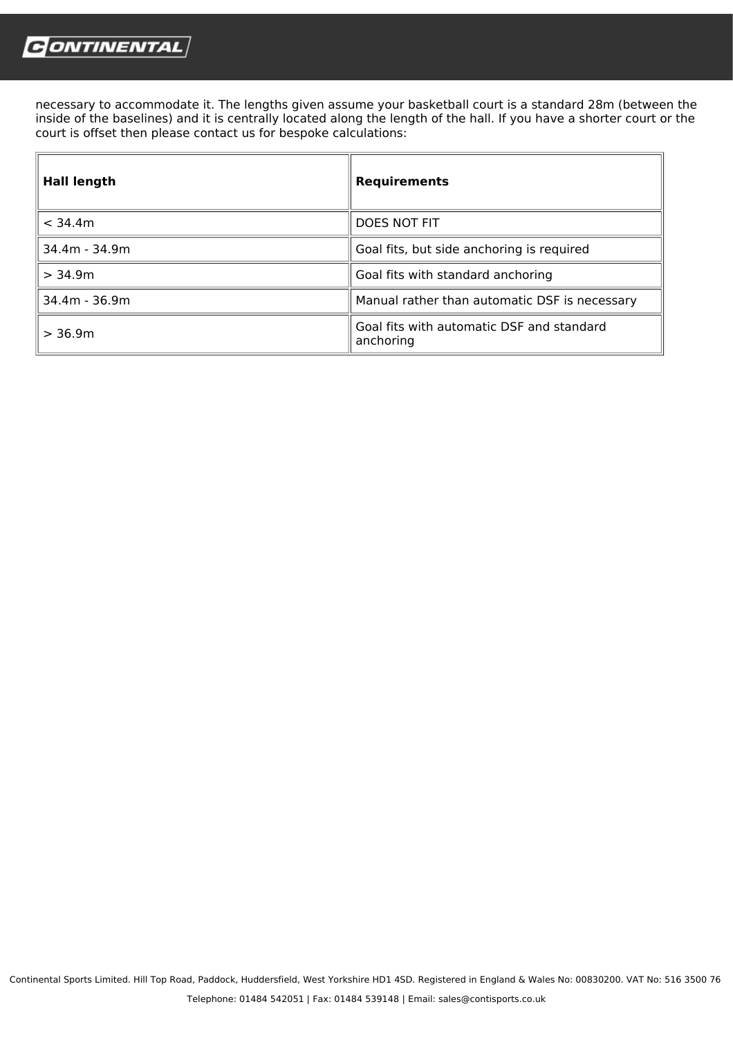necessary to accommodate it. The lengths given assume your basketball court is a standard 28m (between the inside of the baselines) and it is centrally located along the length of the hall. If you have a shorter court or the court is offset then please contact us for bespoke calculations:

| **Hall length** | **Requirements** |
| --- | --- |
| < 34.4m | DOES NOT FIT |
| 34.4m - 34.9m | Goal fits, but side anchoring is required |
| > 34.9m | Goal fits with standard anchoring |
| 34.4m - 36.9m | Manual rather than automatic DSF is necessary |
| > 36.9m | Goal fits with automatic DSF and standard anchoring |